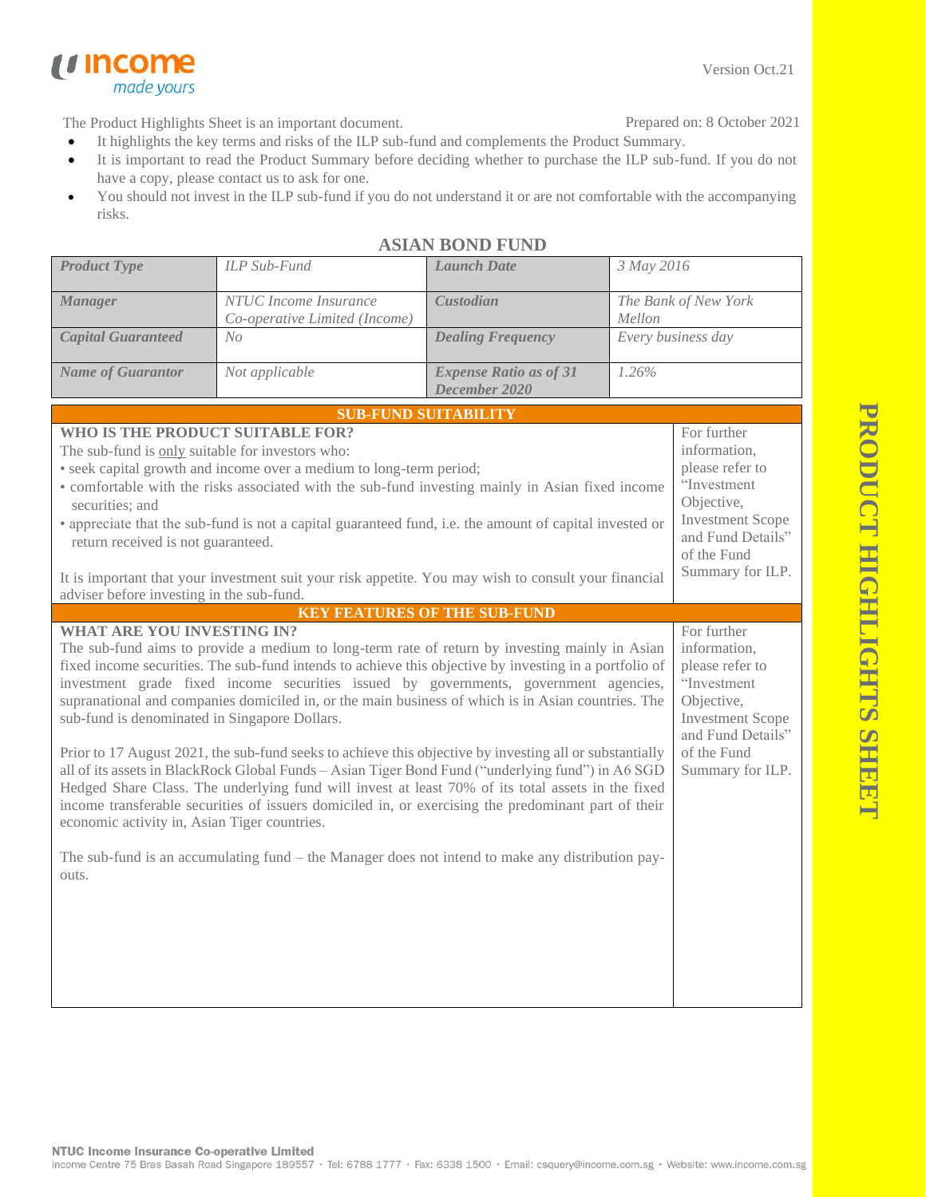Version Oct.21

The Product Highlights Sheet is an important document.

Prepared on: 8 October 2021

- It highlights the key terms and risks of the ILP sub-fund and complements the Product Summary.
- It is important to read the Product Summary before deciding whether to purchase the ILP sub-fund. If you do not have a copy, please contact us to ask for one.
- You should not invest in the ILP sub-fund if you do not understand it or are not comfortable with the accompanying risks.

# ASIAN BOND FUND

| *Product Type* | *ILP Sub-Fund* | *Launch Date* | *3 May 2016* |
|---|---|---|---|
| *Manager* | *NTUC Income Insurance Co-operative Limited (Income)* | *Custodian* | *The Bank of New York Mellon* |
| *Capital Guaranteed* | *No* | *Dealing Frequency* | *Every business day* |
| *Name of Guarantor* | *Not applicable* | *Expense Ratio as of 31 December 2020* | *1.26%* |

## SUB-FUND SUITABILITY

**WHO IS THE PRODUCT SUITABLE FOR?**

The sub-fund is only suitable for investors who:

- seek capital growth and income over a medium to long-term period;
- comfortable with the risks associated with the sub-fund investing mainly in Asian fixed income securities; and
- appreciate that the sub-fund is not a capital guaranteed fund, i.e. the amount of capital invested or return received is not guaranteed.

It is important that your investment suit your risk appetite. You may wish to consult your financial adviser before investing in the sub-fund.

For further information, please refer to "Investment Objective, Investment Scope and Fund Details" of the Fund Summary for ILP.

## KEY FEATURES OF THE SUB-FUND

**WHAT ARE YOU INVESTING IN?**

The sub-fund aims to provide a medium to long-term rate of return by investing mainly in Asian fixed income securities. The sub-fund intends to achieve this objective by investing in a portfolio of investment grade fixed income securities issued by governments, government agencies, supranational and companies domiciled in, or the main business of which is in Asian countries. The sub-fund is denominated in Singapore Dollars.

Prior to 17 August 2021, the sub-fund seeks to achieve this objective by investing all or substantially all of its assets in BlackRock Global Funds – Asian Tiger Bond Fund ("underlying fund") in A6 SGD Hedged Share Class. The underlying fund will invest at least 70% of its total assets in the fixed income transferable securities of issuers domiciled in, or exercising the predominant part of their economic activity in, Asian Tiger countries.

The sub-fund is an accumulating fund – the Manager does not intend to make any distribution pay-outs.

For further information, please refer to "Investment Objective, Investment Scope and Fund Details" of the Fund Summary for ILP.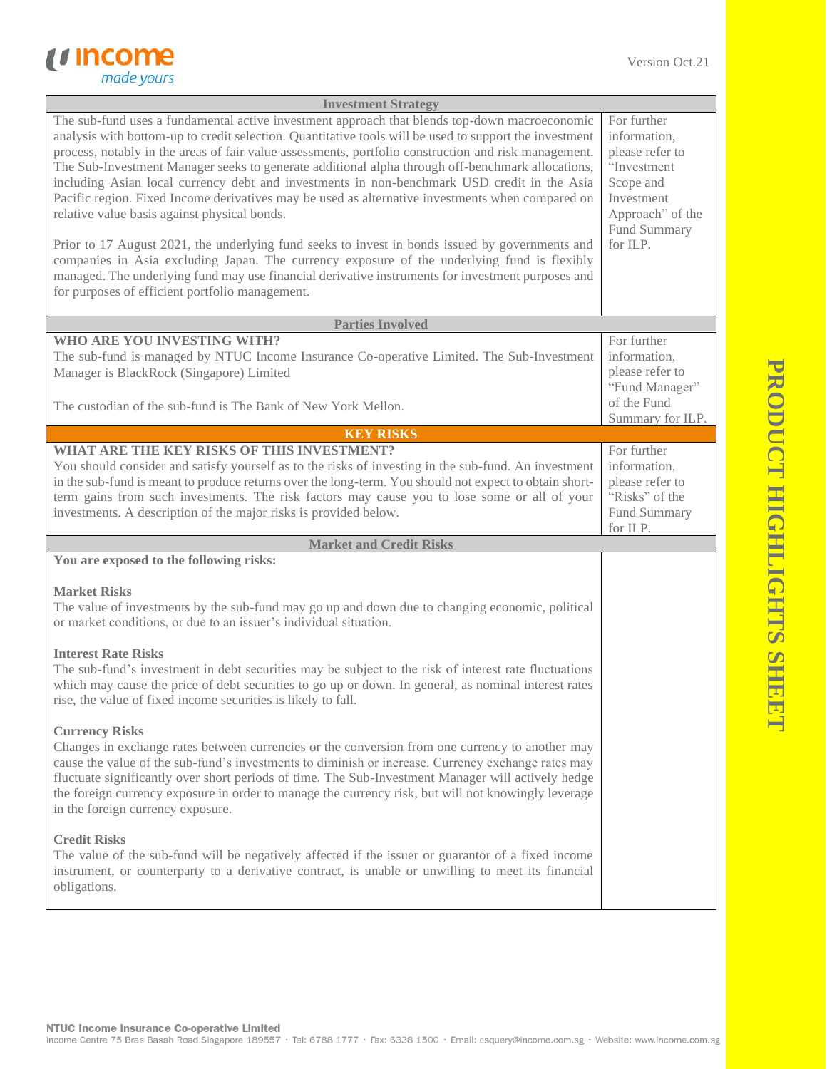## Investment Strategy

| | |
|---|---|
| The sub-fund uses a fundamental active investment approach that blends top-down macroeconomic analysis with bottom-up to credit selection. Quantitative tools will be used to support the investment process, notably in the areas of fair value assessments, portfolio construction and risk management. The Sub-Investment Manager seeks to generate additional alpha through off-benchmark allocations, including Asian local currency debt and investments in non-benchmark USD credit in the Asia Pacific region. Fixed Income derivatives may be used as alternative investments when compared on relative value basis against physical bonds.<br><br>Prior to 17 August 2021, the underlying fund seeks to invest in bonds issued by governments and companies in Asia excluding Japan. The currency exposure of the underlying fund is flexibly managed. The underlying fund may use financial derivative instruments for investment purposes and for purposes of efficient portfolio management. | For further information, please refer to "Investment Scope and Investment Approach" of the Fund Summary for ILP. |

## Parties Involved

| | |
|---|---|
| **WHO ARE YOU INVESTING WITH?**<br>The sub-fund is managed by NTUC Income Insurance Co-operative Limited. The Sub-Investment Manager is BlackRock (Singapore) Limited<br><br>The custodian of the sub-fund is The Bank of New York Mellon. | For further information, please refer to "Fund Manager" of the Fund Summary for ILP. |

## KEY RISKS

| | |
|---|---|
| **WHAT ARE THE KEY RISKS OF THIS INVESTMENT?**<br>You should consider and satisfy yourself as to the risks of investing in the sub-fund. An investment in the sub-fund is meant to produce returns over the long-term. You should not expect to obtain short-term gains from such investments. The risk factors may cause you to lose some or all of your investments. A description of the major risks is provided below. | For further information, please refer to "Risks" of the Fund Summary for ILP. |

## Market and Credit Risks

**You are exposed to the following risks:**

**Market Risks**
The value of investments by the sub-fund may go up and down due to changing economic, political or market conditions, or due to an issuer's individual situation.

**Interest Rate Risks**
The sub-fund's investment in debt securities may be subject to the risk of interest rate fluctuations which may cause the price of debt securities to go up or down. In general, as nominal interest rates rise, the value of fixed income securities is likely to fall.

**Currency Risks**
Changes in exchange rates between currencies or the conversion from one currency to another may cause the value of the sub-fund's investments to diminish or increase. Currency exchange rates may fluctuate significantly over short periods of time. The Sub-Investment Manager will actively hedge the foreign currency exposure in order to manage the currency risk, but will not knowingly leverage in the foreign currency exposure.

**Credit Risks**
The value of the sub-fund will be negatively affected if the issuer or guarantor of a fixed income instrument, or counterparty to a derivative contract, is unable or unwilling to meet its financial obligations.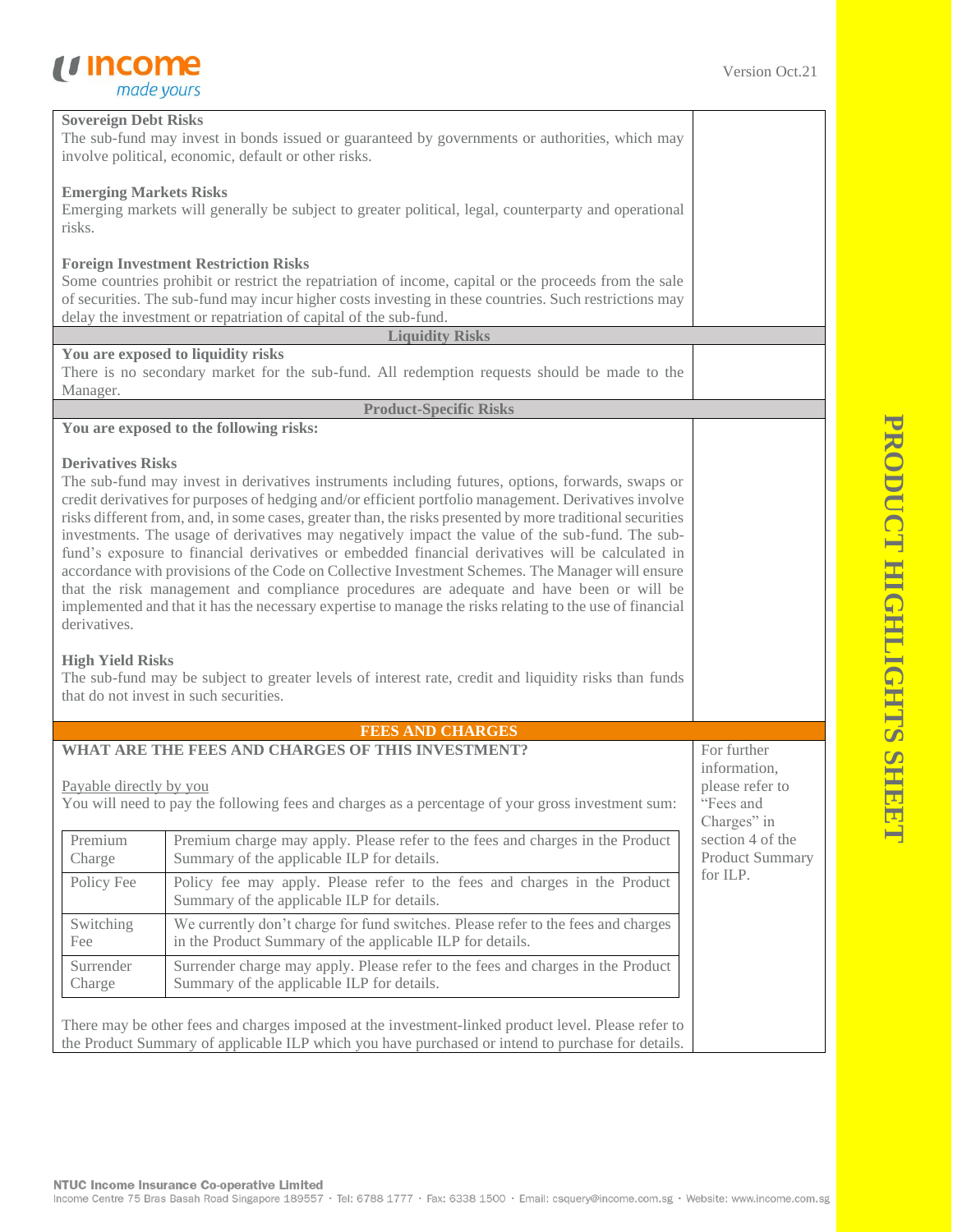**Sovereign Debt Risks**
The sub-fund may invest in bonds issued or guaranteed by governments or authorities, which may involve political, economic, default or other risks.

**Emerging Markets Risks**
Emerging markets will generally be subject to greater political, legal, counterparty and operational risks.

**Foreign Investment Restriction Risks**
Some countries prohibit or restrict the repatriation of income, capital or the proceeds from the sale of securities. The sub-fund may incur higher costs investing in these countries. Such restrictions may delay the investment or repatriation of capital of the sub-fund.

### Liquidity Risks

**You are exposed to liquidity risks**
There is no secondary market for the sub-fund. All redemption requests should be made to the Manager.

### Product-Specific Risks

**You are exposed to the following risks:**

**Derivatives Risks**
The sub-fund may invest in derivatives instruments including futures, options, forwards, swaps or credit derivatives for purposes of hedging and/or efficient portfolio management. Derivatives involve risks different from, and in some cases, greater than, the risks presented by more traditional securities investments. The usage of derivatives may negatively impact the value of the sub-fund. The sub-fund's exposure to financial derivatives or embedded financial derivatives will be calculated in accordance with provisions of the Code on Collective Investment Schemes. The Manager will ensure that the risk management and compliance procedures are adequate and have been or will be implemented and that it has the necessary expertise to manage the risks relating to the use of financial derivatives.

**High Yield Risks**
The sub-fund may be subject to greater levels of interest rate, credit and liquidity risks than funds that do not invest in such securities.

## FEES AND CHARGES

**WHAT ARE THE FEES AND CHARGES OF THIS INVESTMENT?**

*For further information, please refer to "Fees and Charges" in section 4 of the Product Summary for ILP.*

Payable directly by you
You will need to pay the following fees and charges as a percentage of your gross investment sum:

| | |
|---|---|
| Premium Charge | Premium charge may apply. Please refer to the fees and charges in the Product Summary of the applicable ILP for details. |
| Policy Fee | Policy fee may apply. Please refer to the fees and charges in the Product Summary of the applicable ILP for details. |
| Switching Fee | We currently don't charge for fund switches. Please refer to the fees and charges in the Product Summary of the applicable ILP for details. |
| Surrender Charge | Surrender charge may apply. Please refer to the fees and charges in the Product Summary of the applicable ILP for details. |

There may be other fees and charges imposed at the investment-linked product level. Please refer to the Product Summary of applicable ILP which you have purchased or intend to purchase for details.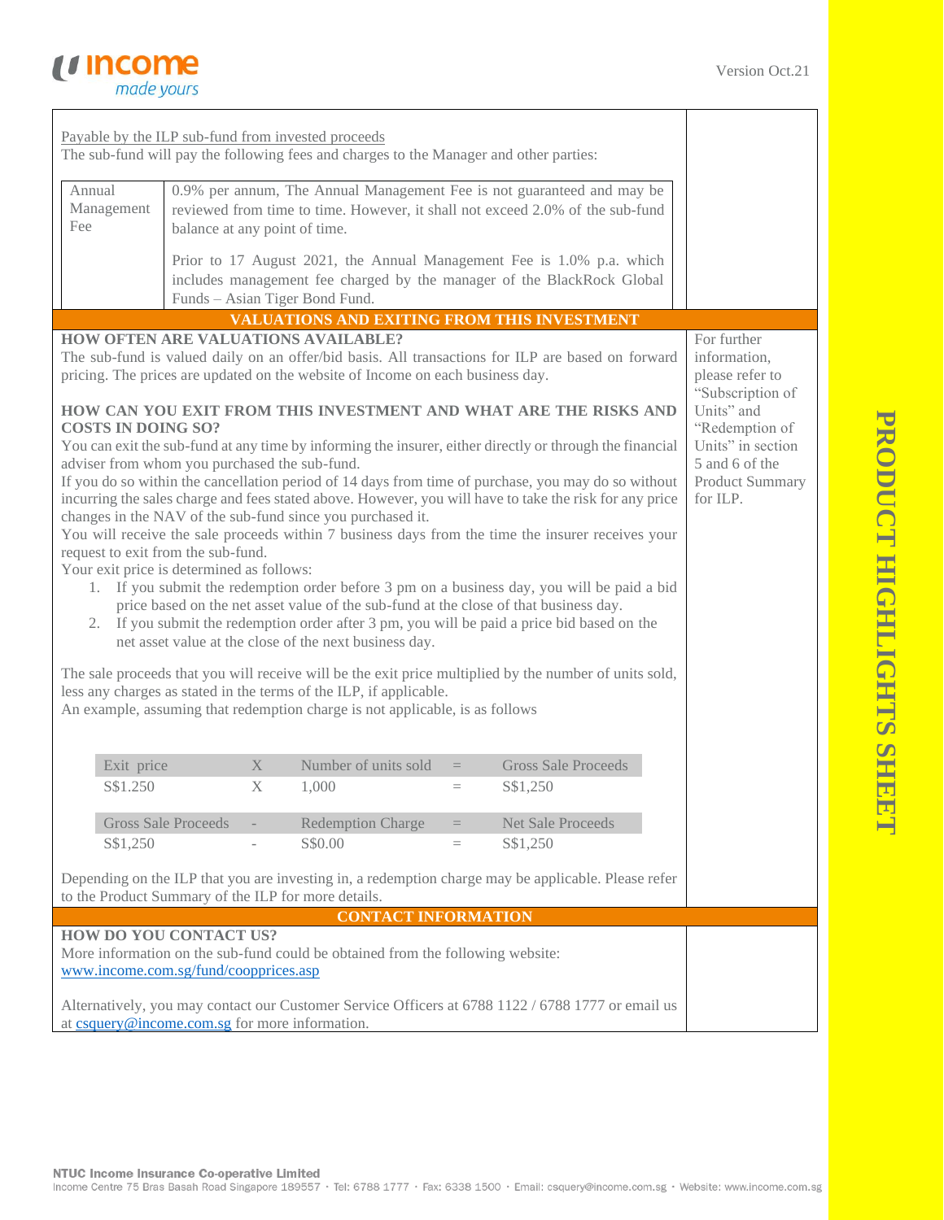Payable by the ILP sub-fund from invested proceeds

The sub-fund will pay the following fees and charges to the Manager and other parties:

| | |
|---|---|
| Annual Management Fee | 0.9% per annum, The Annual Management Fee is not guaranteed and may be reviewed from time to time. However, it shall not exceed 2.0% of the sub-fund balance at any point of time.<br><br>Prior to 17 August 2021, the Annual Management Fee is 1.0% p.a. which includes management fee charged by the manager of the BlackRock Global Funds – Asian Tiger Bond Fund. |

## VALUATIONS AND EXITING FROM THIS INVESTMENT

**HOW OFTEN ARE VALUATIONS AVAILABLE?**

The sub-fund is valued daily on an offer/bid basis. All transactions for ILP are based on forward pricing. The prices are updated on the website of Income on each business day.

**HOW CAN YOU EXIT FROM THIS INVESTMENT AND WHAT ARE THE RISKS AND COSTS IN DOING SO?**

You can exit the sub-fund at any time by informing the insurer, either directly or through the financial adviser from whom you purchased the sub-fund.

If you do so within the cancellation period of 14 days from time of purchase, you may do so without incurring the sales charge and fees stated above. However, you will have to take the risk for any price changes in the NAV of the sub-fund since you purchased it.

You will receive the sale proceeds within 7 business days from the time the insurer receives your request to exit from the sub-fund.

Your exit price is determined as follows:

1. If you submit the redemption order before 3 pm on a business day, you will be paid a bid price based on the net asset value of the sub-fund at the close of that business day.
2. If you submit the redemption order after 3 pm, you will be paid a price bid based on the net asset value at the close of the next business day.

The sale proceeds that you will receive will be the exit price multiplied by the number of units sold, less any charges as stated in the terms of the ILP, if applicable.

An example, assuming that redemption charge is not applicable, is as follows

| Exit price | X | Number of units sold | = | Gross Sale Proceeds |
|---|---|---|---|---|
| S$1.250 | X | 1,000 | = | S$1,250 |

| Gross Sale Proceeds | - | Redemption Charge | = | Net Sale Proceeds |
|---|---|---|---|---|
| S$1,250 | - | S$0.00 | = | S$1,250 |

Depending on the ILP that you are investing in, a redemption charge may be applicable. Please refer to the Product Summary of the ILP for more details.

For further information, please refer to "Subscription of Units" and "Redemption of Units" in section 5 and 6 of the Product Summary for ILP.

## CONTACT INFORMATION

**HOW DO YOU CONTACT US?**

More information on the sub-fund could be obtained from the following website: www.income.com.sg/fund/coopprices.asp

Alternatively, you may contact our Customer Service Officers at 6788 1122 / 6788 1777 or email us at csquery@income.com.sg for more information.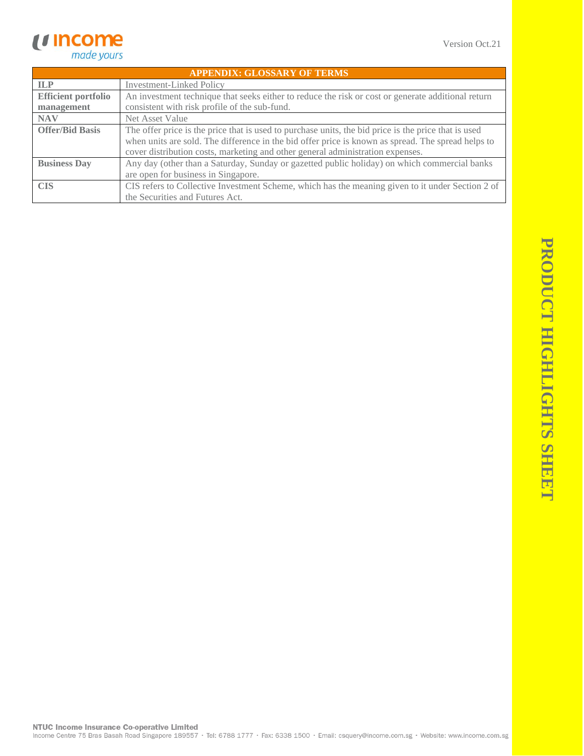| APPENDIX: GLOSSARY OF TERMS | |
|---|---|
| **ILP** | Investment-Linked Policy |
| **Efficient portfolio management** | An investment technique that seeks either to reduce the risk or cost or generate additional return consistent with risk profile of the sub-fund. |
| **NAV** | Net Asset Value |
| **Offer/Bid Basis** | The offer price is the price that is used to purchase units, the bid price is the price that is used when units are sold. The difference in the bid offer price is known as spread. The spread helps to cover distribution costs, marketing and other general administration expenses. |
| **Business Day** | Any day (other than a Saturday, Sunday or gazetted public holiday) on which commercial banks are open for business in Singapore. |
| **CIS** | CIS refers to Collective Investment Scheme, which has the meaning given to it under Section 2 of the Securities and Futures Act. |